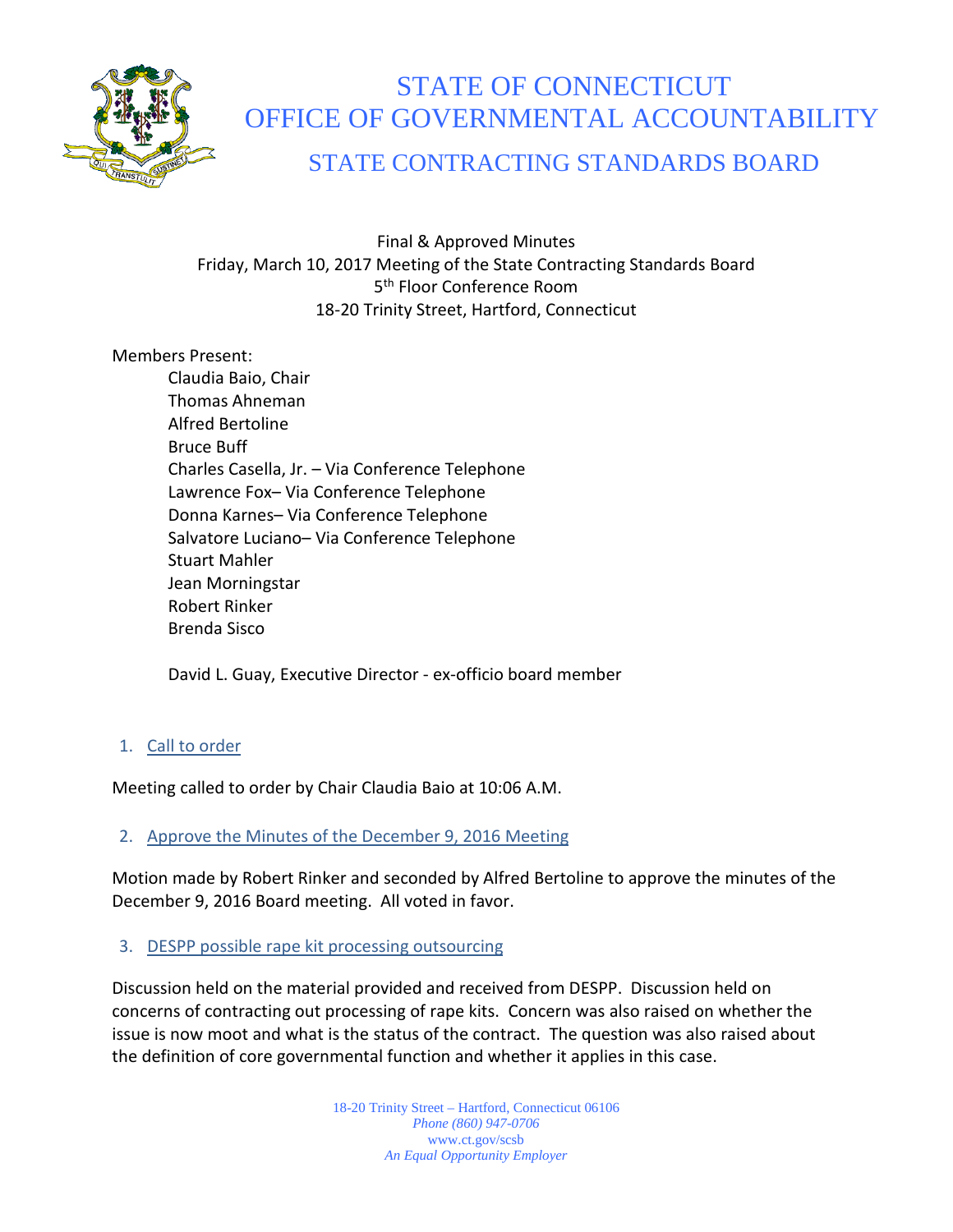# STATE OF CONNECTICUT
# OFFICE OF GOVERNMENTAL ACCOUNTABILITY
## STATE CONTRACTING STANDARDS BOARD

Final & Approved Minutes
Friday, March 10, 2017 Meeting of the State Contracting Standards Board
5th Floor Conference Room
18-20 Trinity Street, Hartford, Connecticut

Members Present:

- Claudia Baio, Chair
- Thomas Ahneman
- Alfred Bertoline
- Bruce Buff
- Charles Casella, Jr. – Via Conference Telephone
- Lawrence Fox– Via Conference Telephone
- Donna Karnes– Via Conference Telephone
- Salvatore Luciano– Via Conference Telephone
- Stuart Mahler
- Jean Morningstar
- Robert Rinker
- Brenda Sisco

David L. Guay, Executive Director - ex-officio board member

1. Call to order

Meeting called to order by Chair Claudia Baio at 10:06 A.M.

2. Approve the Minutes of the December 9, 2016 Meeting

Motion made by Robert Rinker and seconded by Alfred Bertoline to approve the minutes of the December 9, 2016 Board meeting. All voted in favor.

3. DESPP possible rape kit processing outsourcing

Discussion held on the material provided and received from DESPP. Discussion held on concerns of contracting out processing of rape kits. Concern was also raised on whether the issue is now moot and what is the status of the contract. The question was also raised about the definition of core governmental function and whether it applies in this case.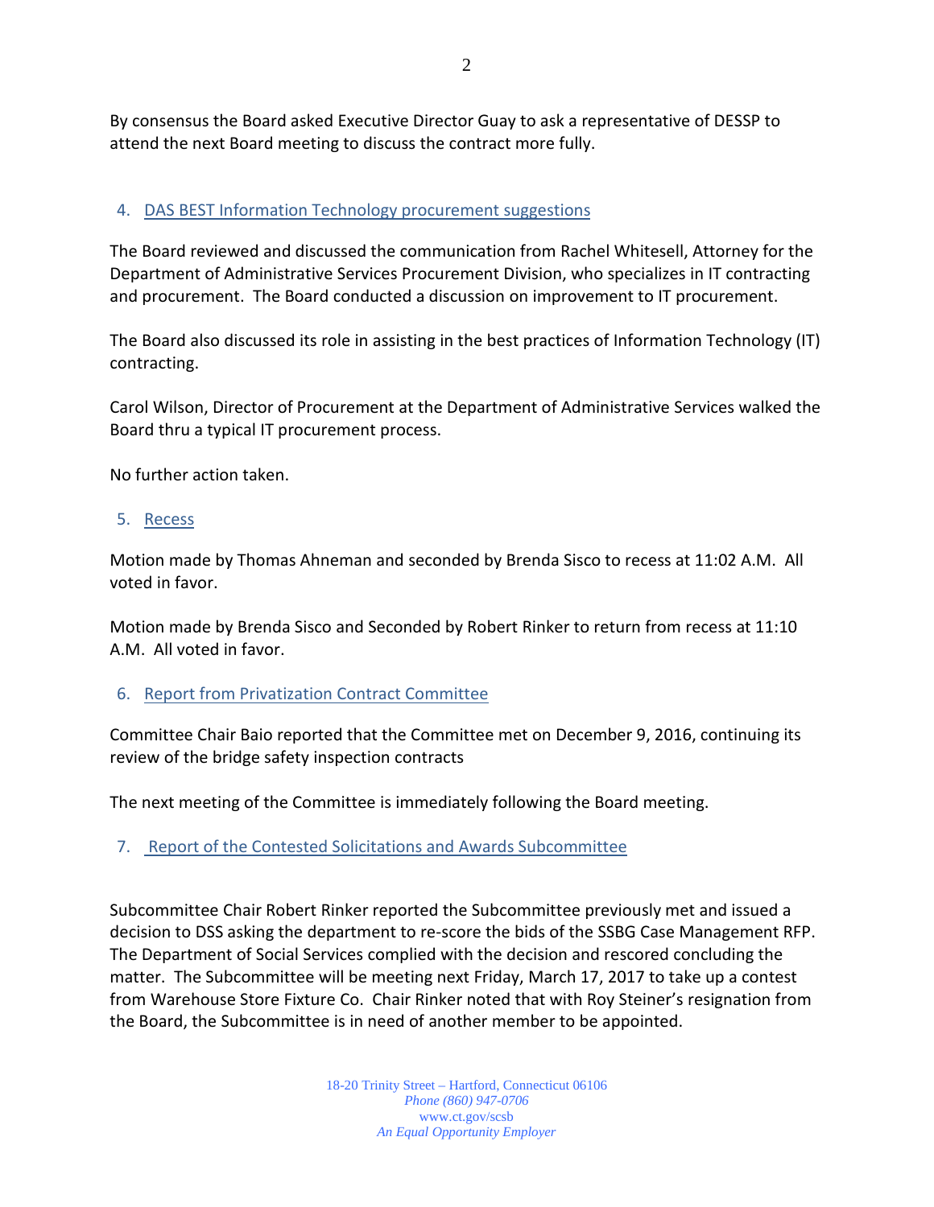By consensus the Board asked Executive Director Guay to ask a representative of DESSP to attend the next Board meeting to discuss the contract more fully.

4. DAS BEST Information Technology procurement suggestions

The Board reviewed and discussed the communication from Rachel Whitesell, Attorney for the Department of Administrative Services Procurement Division, who specializes in IT contracting and procurement. The Board conducted a discussion on improvement to IT procurement.

The Board also discussed its role in assisting in the best practices of Information Technology (IT) contracting.

Carol Wilson, Director of Procurement at the Department of Administrative Services walked the Board thru a typical IT procurement process.

No further action taken.

5. Recess

Motion made by Thomas Ahneman and seconded by Brenda Sisco to recess at 11:02 A.M. All voted in favor.

Motion made by Brenda Sisco and Seconded by Robert Rinker to return from recess at 11:10 A.M. All voted in favor.

6. Report from Privatization Contract Committee

Committee Chair Baio reported that the Committee met on December 9, 2016, continuing its review of the bridge safety inspection contracts

The next meeting of the Committee is immediately following the Board meeting.

7. Report of the Contested Solicitations and Awards Subcommittee

Subcommittee Chair Robert Rinker reported the Subcommittee previously met and issued a decision to DSS asking the department to re-score the bids of the SSBG Case Management RFP. The Department of Social Services complied with the decision and rescored concluding the matter. The Subcommittee will be meeting next Friday, March 17, 2017 to take up a contest from Warehouse Store Fixture Co. Chair Rinker noted that with Roy Steiner's resignation from the Board, the Subcommittee is in need of another member to be appointed.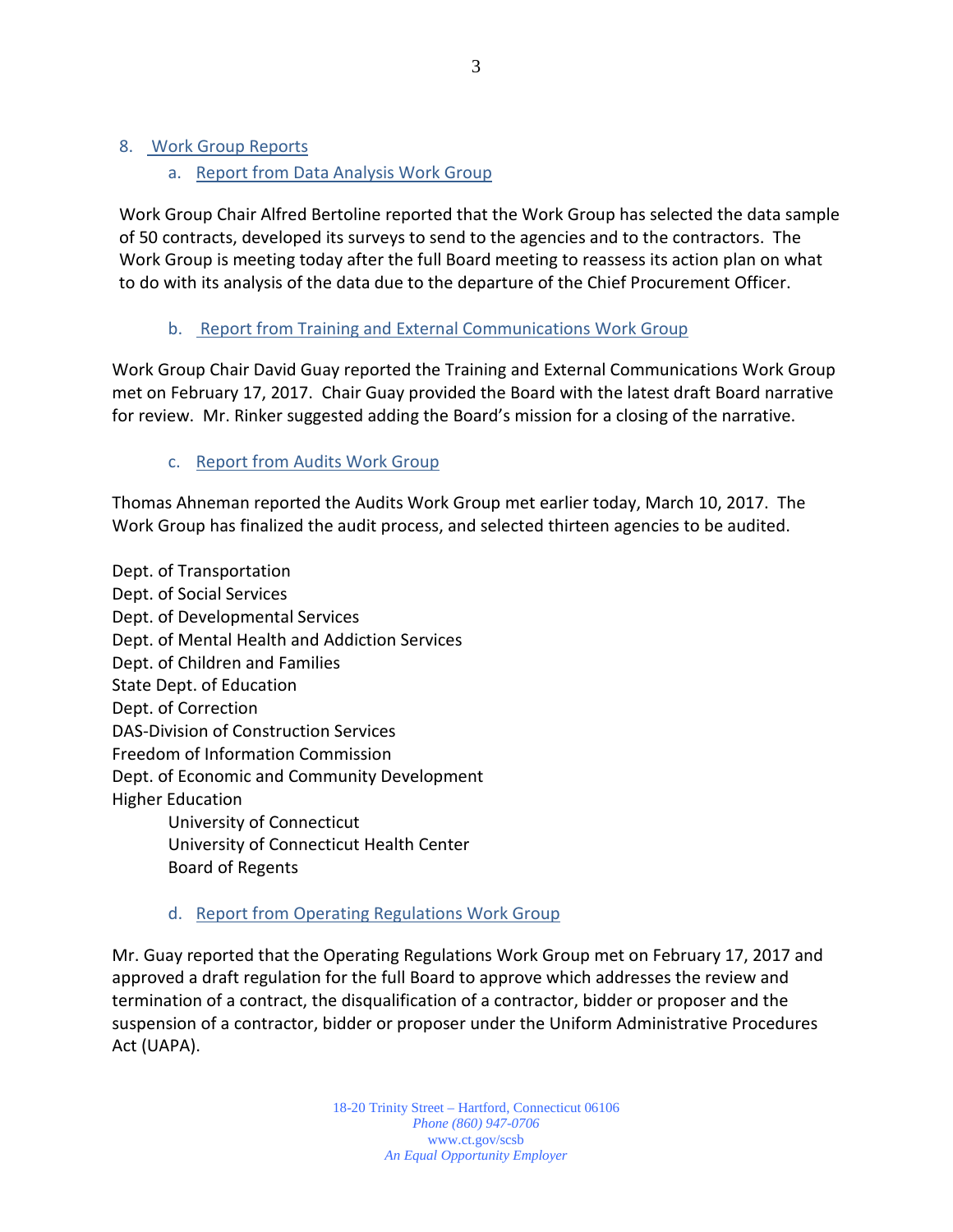## 8. Work Group Reports

### a. Report from Data Analysis Work Group

Work Group Chair Alfred Bertoline reported that the Work Group has selected the data sample of 50 contracts, developed its surveys to send to the agencies and to the contractors. The Work Group is meeting today after the full Board meeting to reassess its action plan on what to do with its analysis of the data due to the departure of the Chief Procurement Officer.

### b. Report from Training and External Communications Work Group

Work Group Chair David Guay reported the Training and External Communications Work Group met on February 17, 2017. Chair Guay provided the Board with the latest draft Board narrative for review. Mr. Rinker suggested adding the Board's mission for a closing of the narrative.

### c. Report from Audits Work Group

Thomas Ahneman reported the Audits Work Group met earlier today, March 10, 2017. The Work Group has finalized the audit process, and selected thirteen agencies to be audited.

Dept. of Transportation
Dept. of Social Services
Dept. of Developmental Services
Dept. of Mental Health and Addiction Services
Dept. of Children and Families
State Dept. of Education
Dept. of Correction
DAS-Division of Construction Services
Freedom of Information Commission
Dept. of Economic and Community Development
Higher Education
- University of Connecticut
- University of Connecticut Health Center
- Board of Regents

### d. Report from Operating Regulations Work Group

Mr. Guay reported that the Operating Regulations Work Group met on February 17, 2017 and approved a draft regulation for the full Board to approve which addresses the review and termination of a contract, the disqualification of a contractor, bidder or proposer and the suspension of a contractor, bidder or proposer under the Uniform Administrative Procedures Act (UAPA).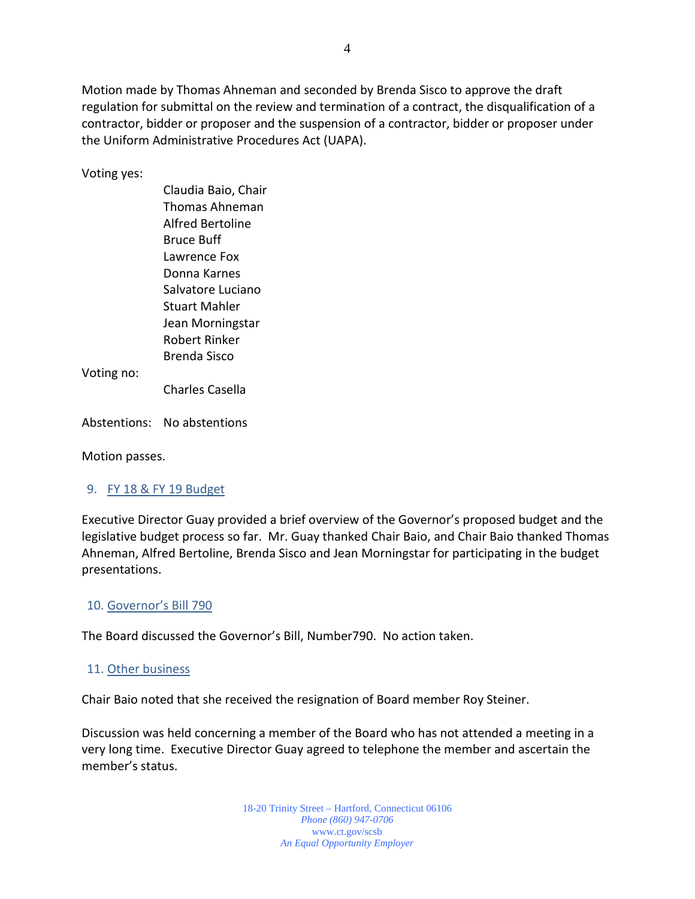Motion made by Thomas Ahneman and seconded by Brenda Sisco to approve the draft regulation for submittal on the review and termination of a contract, the disqualification of a contractor, bidder or proposer and the suspension of a contractor, bidder or proposer under the Uniform Administrative Procedures Act (UAPA).

Voting yes:

- Claudia Baio, Chair
- Thomas Ahneman
- Alfred Bertoline
- Bruce Buff
- Lawrence Fox
- Donna Karnes
- Salvatore Luciano
- Stuart Mahler
- Jean Morningstar
- Robert Rinker
- Brenda Sisco

Voting no:

- Charles Casella

Abstentions: No abstentions

Motion passes.

## 9. FY 18 & FY 19 Budget

Executive Director Guay provided a brief overview of the Governor's proposed budget and the legislative budget process so far. Mr. Guay thanked Chair Baio, and Chair Baio thanked Thomas Ahneman, Alfred Bertoline, Brenda Sisco and Jean Morningstar for participating in the budget presentations.

## 10. Governor's Bill 790

The Board discussed the Governor's Bill, Number790. No action taken.

## 11. Other business

Chair Baio noted that she received the resignation of Board member Roy Steiner.

Discussion was held concerning a member of the Board who has not attended a meeting in a very long time. Executive Director Guay agreed to telephone the member and ascertain the member's status.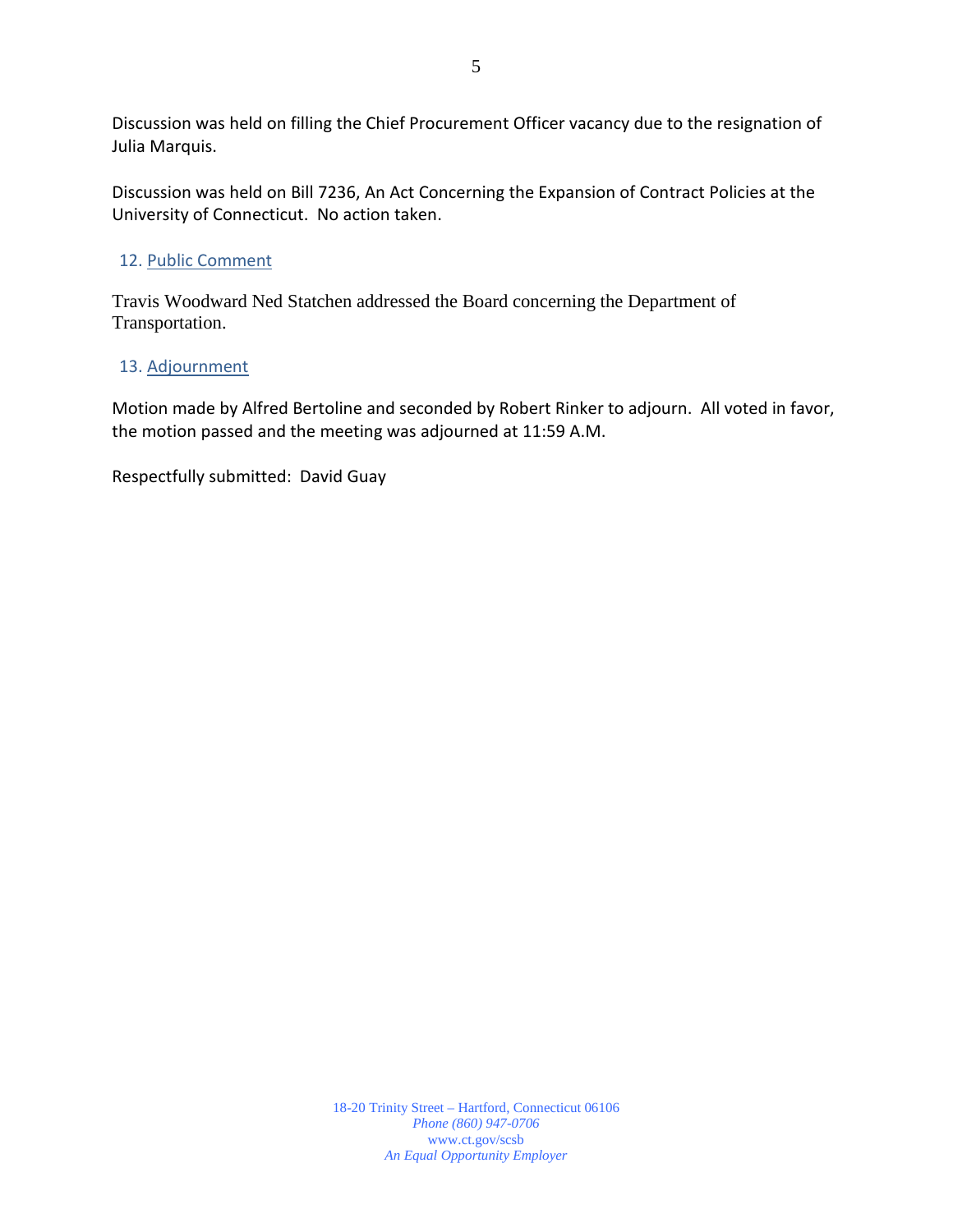Discussion was held on filling the Chief Procurement Officer vacancy due to the resignation of Julia Marquis.

Discussion was held on Bill 7236, An Act Concerning the Expansion of Contract Policies at the University of Connecticut. No action taken.

## 12. Public Comment

Travis Woodward Ned Statchen addressed the Board concerning the Department of Transportation.

## 13. Adjournment

Motion made by Alfred Bertoline and seconded by Robert Rinker to adjourn. All voted in favor, the motion passed and the meeting was adjourned at 11:59 A.M.

Respectfully submitted: David Guay

18-20 Trinity Street – Hartford, Connecticut 06106
*Phone (860) 947-0706*
www.ct.gov/scsb
*An Equal Opportunity Employer*